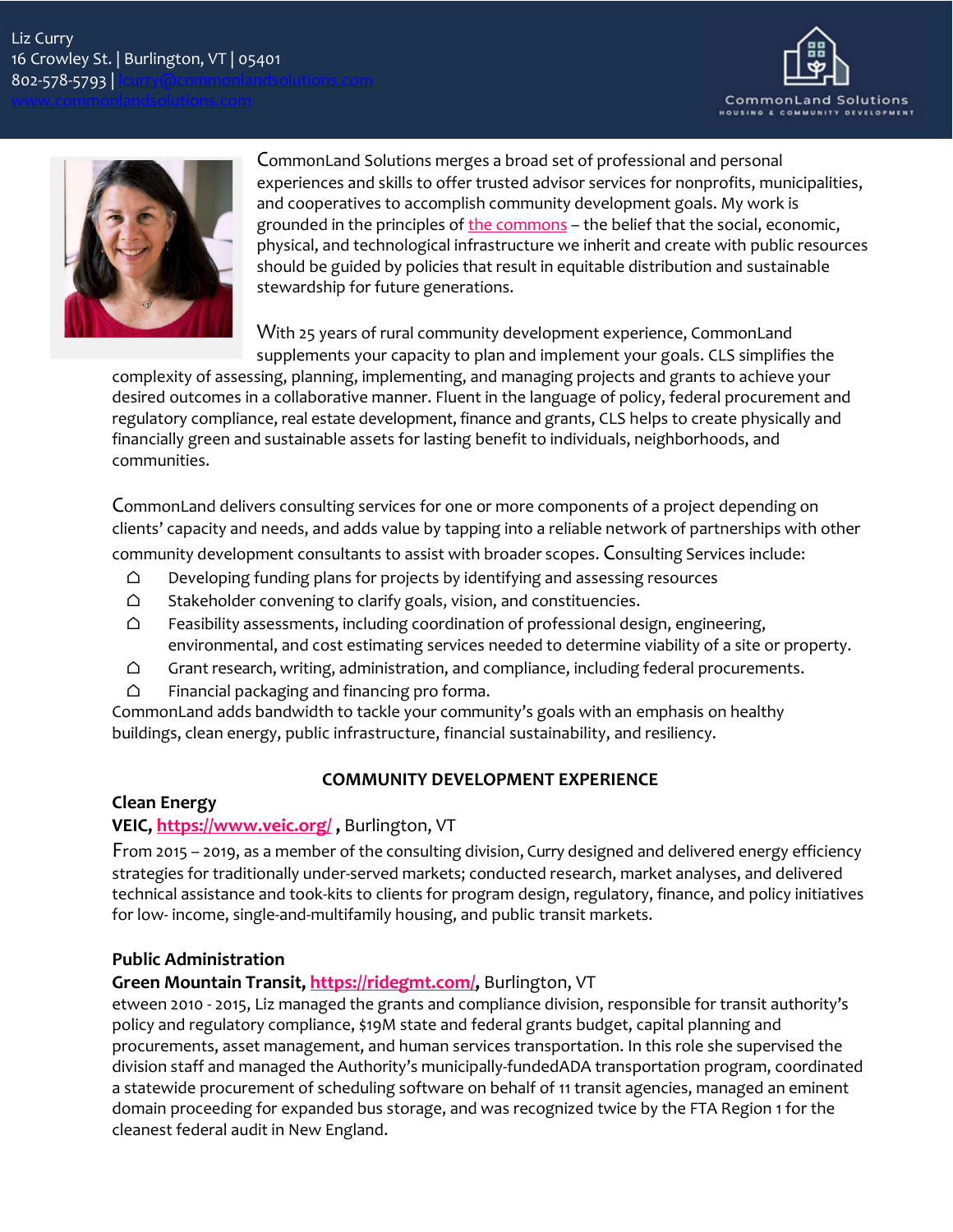Liz Curry
16 Crowley St. | Burlington, VT | 05401
802-578-5793 | lcurry@commonlandsolutions.com
www.commonlandsolutions.com

CommonLand Solutions
HOUSING & COMMUNITY DEVELOPMENT

CommonLand Solutions merges a broad set of professional and personal experiences and skills to offer trusted advisor services for nonprofits, municipalities, and cooperatives to accomplish community development goals. My work is grounded in the principles of the commons – the belief that the social, economic, physical, and technological infrastructure we inherit and create with public resources should be guided by policies that result in equitable distribution and sustainable stewardship for future generations.

With 25 years of rural community development experience, CommonLand supplements your capacity to plan and implement your goals. CLS simplifies the complexity of assessing, planning, implementing, and managing projects and grants to achieve your desired outcomes in a collaborative manner. Fluent in the language of policy, federal procurement and regulatory compliance, real estate development, finance and grants, CLS helps to create physically and financially green and sustainable assets for lasting benefit to individuals, neighborhoods, and communities.

CommonLand delivers consulting services for one or more components of a project depending on clients' capacity and needs, and adds value by tapping into a reliable network of partnerships with other community development consultants to assist with broader scopes. Consulting Services include:

- Developing funding plans for projects by identifying and assessing resources
- Stakeholder convening to clarify goals, vision, and constituencies.
- Feasibility assessments, including coordination of professional design, engineering, environmental, and cost estimating services needed to determine viability of a site or property.
- Grant research, writing, administration, and compliance, including federal procurements.
- Financial packaging and financing pro forma.

CommonLand adds bandwidth to tackle your community's goals with an emphasis on healthy buildings, clean energy, public infrastructure, financial sustainability, and resiliency.

## COMMUNITY DEVELOPMENT EXPERIENCE

### Clean Energy

**VEIC, https://www.veic.org/ ,** Burlington, VT

From 2015 – 2019, as a member of the consulting division, Curry designed and delivered energy efficiency strategies for traditionally under-served markets; conducted research, market analyses, and delivered technical assistance and took-kits to clients for program design, regulatory, finance, and policy initiatives for low- income, single-and-multifamily housing, and public transit markets.

### Public Administration

**Green Mountain Transit, https://ridegmt.com/,** Burlington, VT

etween 2010 - 2015, Liz managed the grants and compliance division, responsible for transit authority's policy and regulatory compliance, $19M state and federal grants budget, capital planning and procurements, asset management, and human services transportation. In this role she supervised the division staff and managed the Authority's municipally-fundedADA transportation program, coordinated a statewide procurement of scheduling software on behalf of 11 transit agencies, managed an eminent domain proceeding for expanded bus storage, and was recognized twice by the FTA Region 1 for the cleanest federal audit in New England.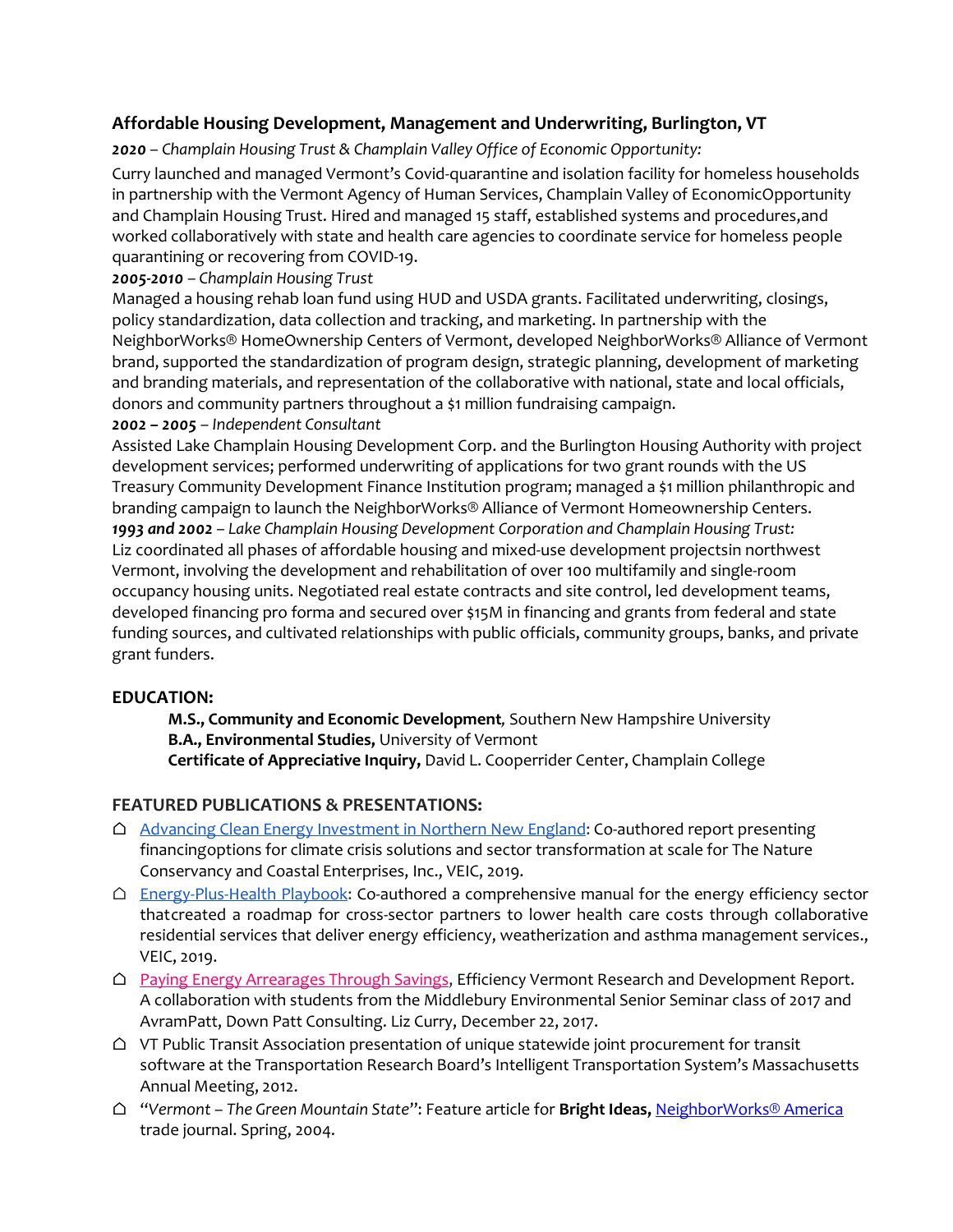## Affordable Housing Development, Management and Underwriting, Burlington, VT

***2020*** *– Champlain Housing Trust & Champlain Valley Office of Economic Opportunity:*

Curry launched and managed Vermont's Covid-quarantine and isolation facility for homeless households in partnership with the Vermont Agency of Human Services, Champlain Valley of EconomicOpportunity and Champlain Housing Trust. Hired and managed 15 staff, established systems and procedures,and worked collaboratively with state and health care agencies to coordinate service for homeless people quarantining or recovering from COVID-19.

***2005-2010*** *– Champlain Housing Trust*

Managed a housing rehab loan fund using HUD and USDA grants. Facilitated underwriting, closings, policy standardization, data collection and tracking, and marketing. In partnership with the NeighborWorks® HomeOwnership Centers of Vermont, developed NeighborWorks® Alliance of Vermont brand, supported the standardization of program design, strategic planning, development of marketing and branding materials, and representation of the collaborative with national, state and local officials, donors and community partners throughout a $1 million fundraising campaign.

***2002 – 2005*** *– Independent Consultant*

Assisted Lake Champlain Housing Development Corp. and the Burlington Housing Authority with project development services; performed underwriting of applications for two grant rounds with the US Treasury Community Development Finance Institution program; managed a $1 million philanthropic and branding campaign to launch the NeighborWorks® Alliance of Vermont Homeownership Centers.

***1993 and 2002*** *– Lake Champlain Housing Development Corporation and Champlain Housing Trust:*

Liz coordinated all phases of affordable housing and mixed-use development projectsin northwest Vermont, involving the development and rehabilitation of over 100 multifamily and single-room occupancy housing units. Negotiated real estate contracts and site control, led development teams, developed financing pro forma and secured over $15M in financing and grants from federal and state funding sources, and cultivated relationships with public officials, community groups, banks, and private grant funders.

## EDUCATION:

**M.S., Community and Economic Development**, Southern New Hampshire University
**B.A., Environmental Studies,** University of Vermont
**Certificate of Appreciative Inquiry,** David L. Cooperrider Center, Champlain College

## FEATURED PUBLICATIONS & PRESENTATIONS:

- Advancing Clean Energy Investment in Northern New England: Co-authored report presenting financingoptions for climate crisis solutions and sector transformation at scale for The Nature Conservancy and Coastal Enterprises, Inc., VEIC, 2019.
- Energy-Plus-Health Playbook: Co-authored a comprehensive manual for the energy efficiency sector thatcreated a roadmap for cross-sector partners to lower health care costs through collaborative residential services that deliver energy efficiency, weatherization and asthma management services., VEIC, 2019.
- Paying Energy Arrearages Through Savings, Efficiency Vermont Research and Development Report. A collaboration with students from the Middlebury Environmental Senior Seminar class of 2017 and AvramPatt, Down Patt Consulting. Liz Curry, December 22, 2017.
- VT Public Transit Association presentation of unique statewide joint procurement for transit software at the Transportation Research Board's Intelligent Transportation System's Massachusetts Annual Meeting, 2012.
- "*Vermont – The Green Mountain State*": Feature article for **Bright Ideas,** NeighborWorks® America trade journal. Spring, 2004.